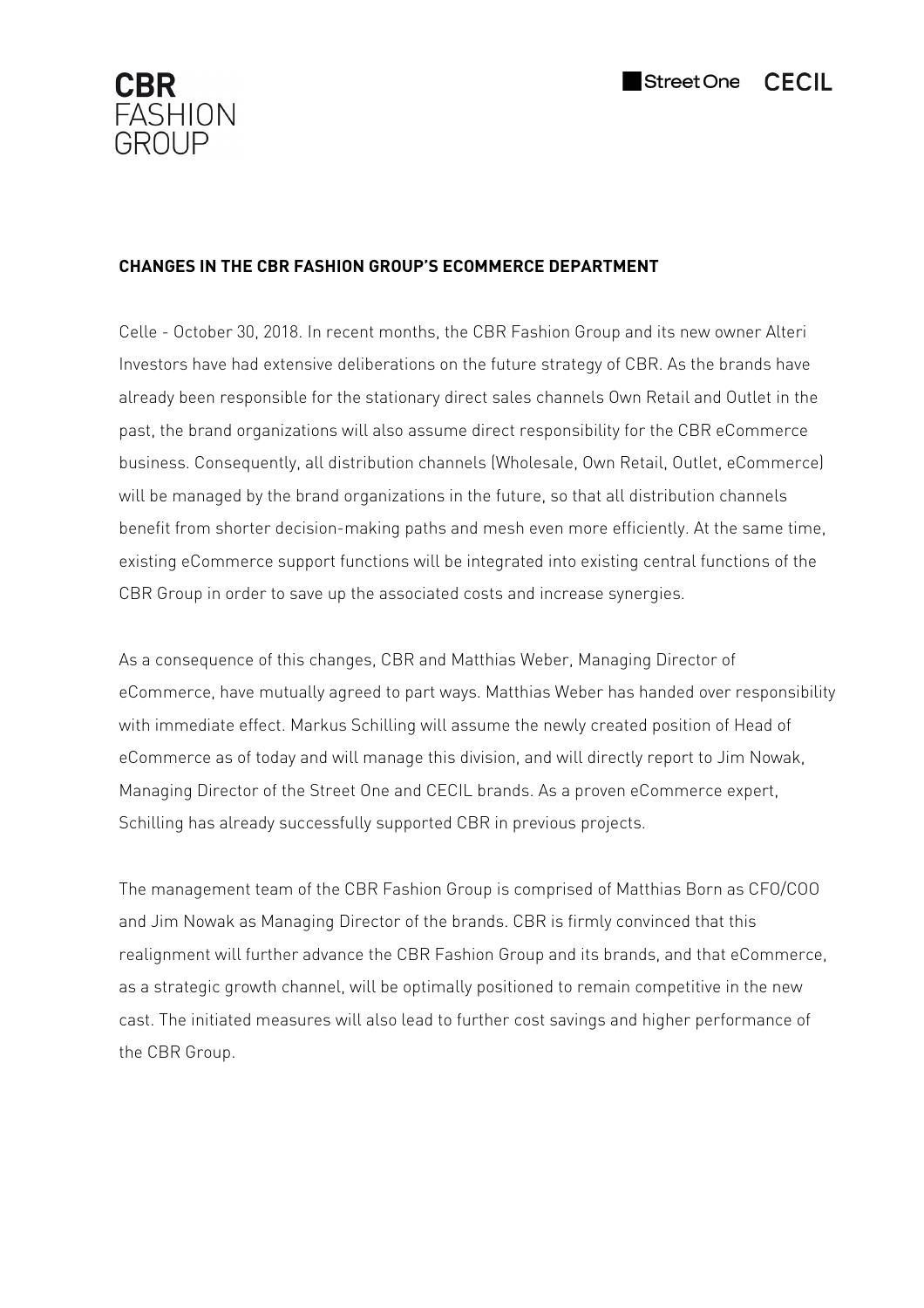CBR FASHION GROUP

Street One CECIL

## CHANGES IN THE CBR FASHION GROUP'S ECOMMERCE DEPARTMENT

Celle - October 30, 2018. In recent months, the CBR Fashion Group and its new owner Alteri Investors have had extensive deliberations on the future strategy of CBR. As the brands have already been responsible for the stationary direct sales channels Own Retail and Outlet in the past, the brand organizations will also assume direct responsibility for the CBR eCommerce business. Consequently, all distribution channels (Wholesale, Own Retail, Outlet, eCommerce) will be managed by the brand organizations in the future, so that all distribution channels benefit from shorter decision-making paths and mesh even more efficiently. At the same time, existing eCommerce support functions will be integrated into existing central functions of the CBR Group in order to save up the associated costs and increase synergies.

As a consequence of this changes, CBR and Matthias Weber, Managing Director of eCommerce, have mutually agreed to part ways. Matthias Weber has handed over responsibility with immediate effect. Markus Schilling will assume the newly created position of Head of eCommerce as of today and will manage this division, and will directly report to Jim Nowak, Managing Director of the Street One and CECIL brands. As a proven eCommerce expert, Schilling has already successfully supported CBR in previous projects.

The management team of the CBR Fashion Group is comprised of Matthias Born as CFO/COO and Jim Nowak as Managing Director of the brands. CBR is firmly convinced that this realignment will further advance the CBR Fashion Group and its brands, and that eCommerce, as a strategic growth channel, will be optimally positioned to remain competitive in the new cast. The initiated measures will also lead to further cost savings and higher performance of the CBR Group.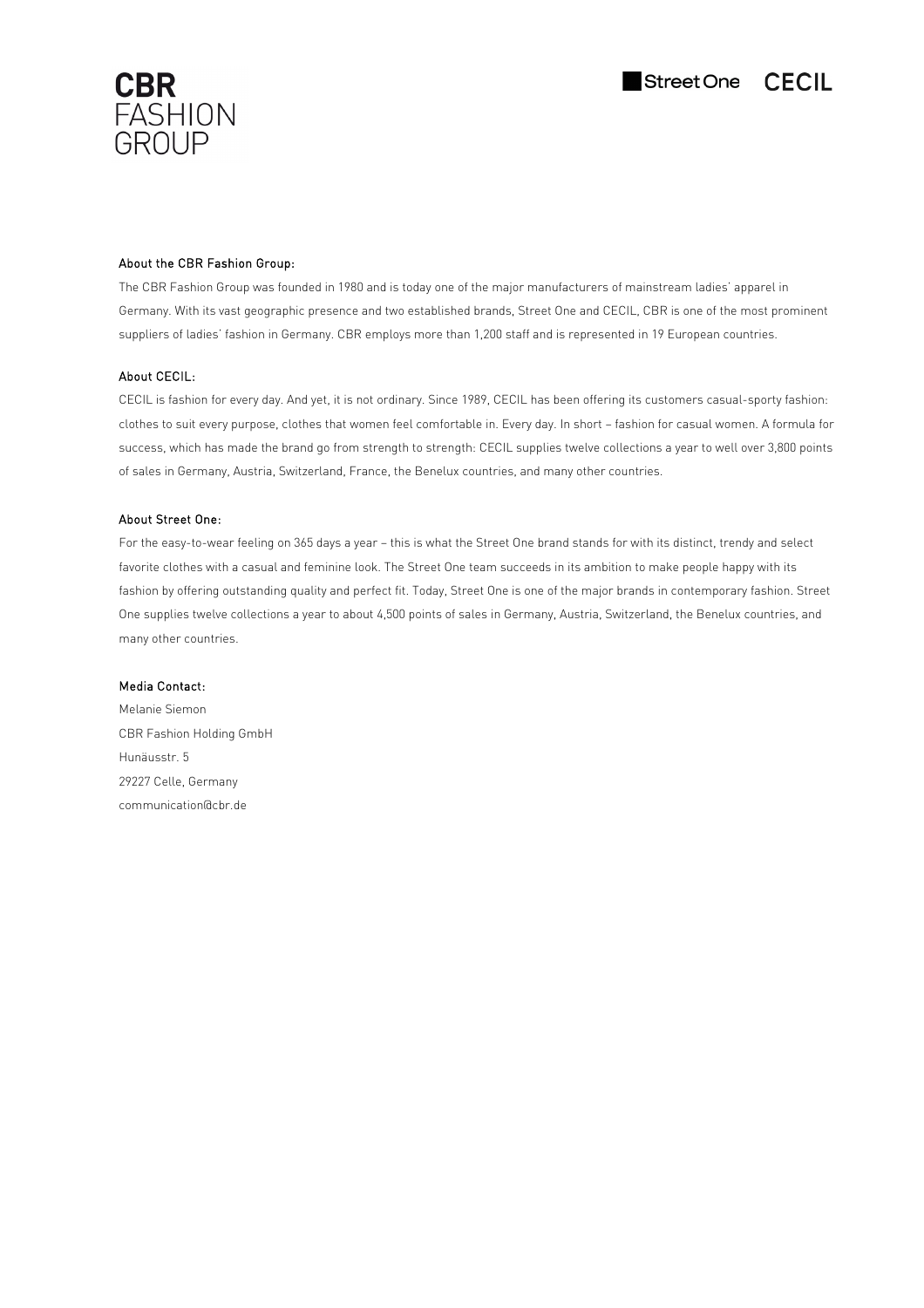CBR FASHION GROUP

Street One CECIL

## About the CBR Fashion Group:

The CBR Fashion Group was founded in 1980 and is today one of the major manufacturers of mainstream ladies' apparel in Germany. With its vast geographic presence and two established brands, Street One and CECIL, CBR is one of the most prominent suppliers of ladies' fashion in Germany. CBR employs more than 1,200 staff and is represented in 19 European countries.

## About CECIL:

CECIL is fashion for every day. And yet, it is not ordinary. Since 1989, CECIL has been offering its customers casual-sporty fashion: clothes to suit every purpose, clothes that women feel comfortable in. Every day. In short – fashion for casual women. A formula for success, which has made the brand go from strength to strength: CECIL supplies twelve collections a year to well over 3,800 points of sales in Germany, Austria, Switzerland, France, the Benelux countries, and many other countries.

## About Street One:

For the easy-to-wear feeling on 365 days a year – this is what the Street One brand stands for with its distinct, trendy and select favorite clothes with a casual and feminine look. The Street One team succeeds in its ambition to make people happy with its fashion by offering outstanding quality and perfect fit. Today, Street One is one of the major brands in contemporary fashion. Street One supplies twelve collections a year to about 4,500 points of sales in Germany, Austria, Switzerland, the Benelux countries, and many other countries.

## Media Contact:

Melanie Siemon
CBR Fashion Holding GmbH
Hunäusstr. 5
29227 Celle, Germany
communication@cbr.de